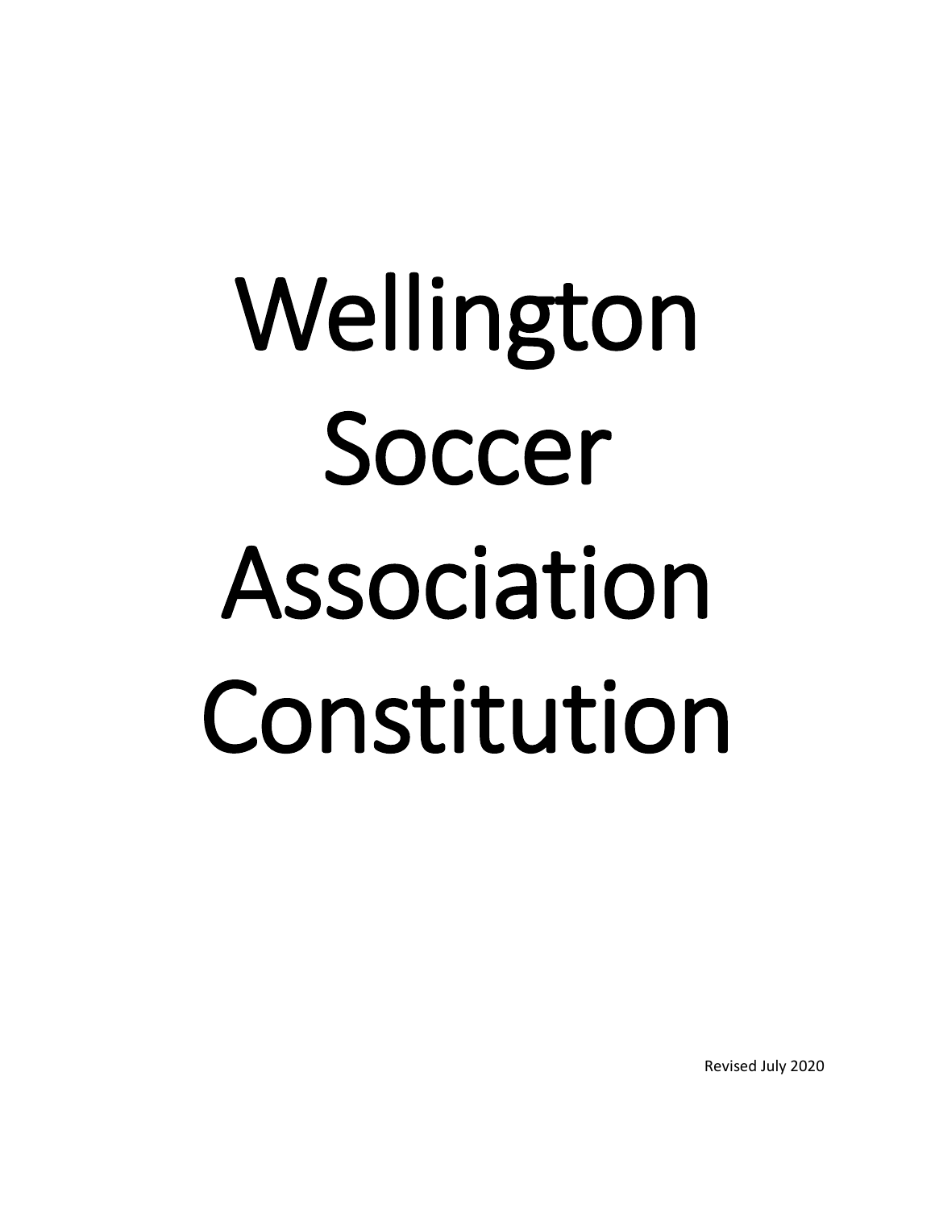# Wellington Soccer Association Constitution

Revised July 2020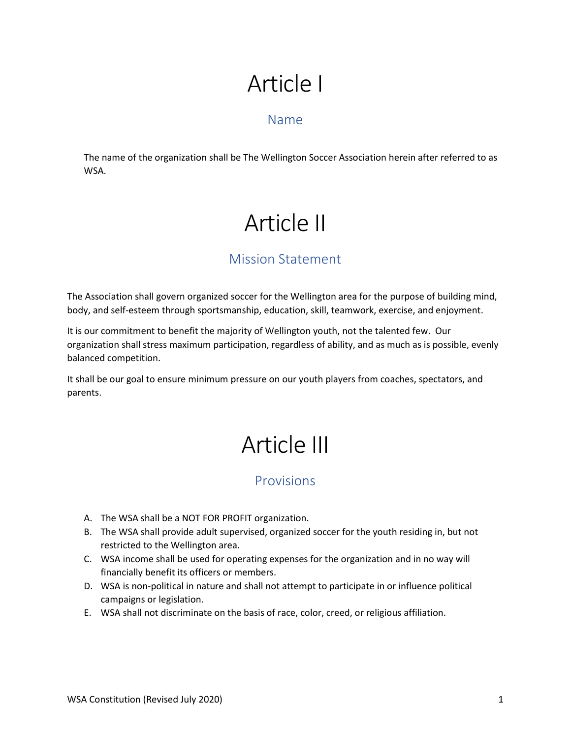# Article I

## Name

The name of the organization shall be The Wellington Soccer Association herein after referred to as WSA.

# Article II

## Mission Statement

The Association shall govern organized soccer for the Wellington area for the purpose of building mind, body, and self-esteem through sportsmanship, education, skill, teamwork, exercise, and enjoyment.

It is our commitment to benefit the majority of Wellington youth, not the talented few. Our organization shall stress maximum participation, regardless of ability, and as much as is possible, evenly balanced competition.

It shall be our goal to ensure minimum pressure on our youth players from coaches, spectators, and parents.

# Article III

## Provisions

A. The WSA shall be a NOT FOR PROFIT organization.
B. The WSA shall provide adult supervised, organized soccer for the youth residing in, but not restricted to the Wellington area.
C. WSA income shall be used for operating expenses for the organization and in no way will financially benefit its officers or members.
D. WSA is non-political in nature and shall not attempt to participate in or influence political campaigns or legislation.
E. WSA shall not discriminate on the basis of race, color, creed, or religious affiliation.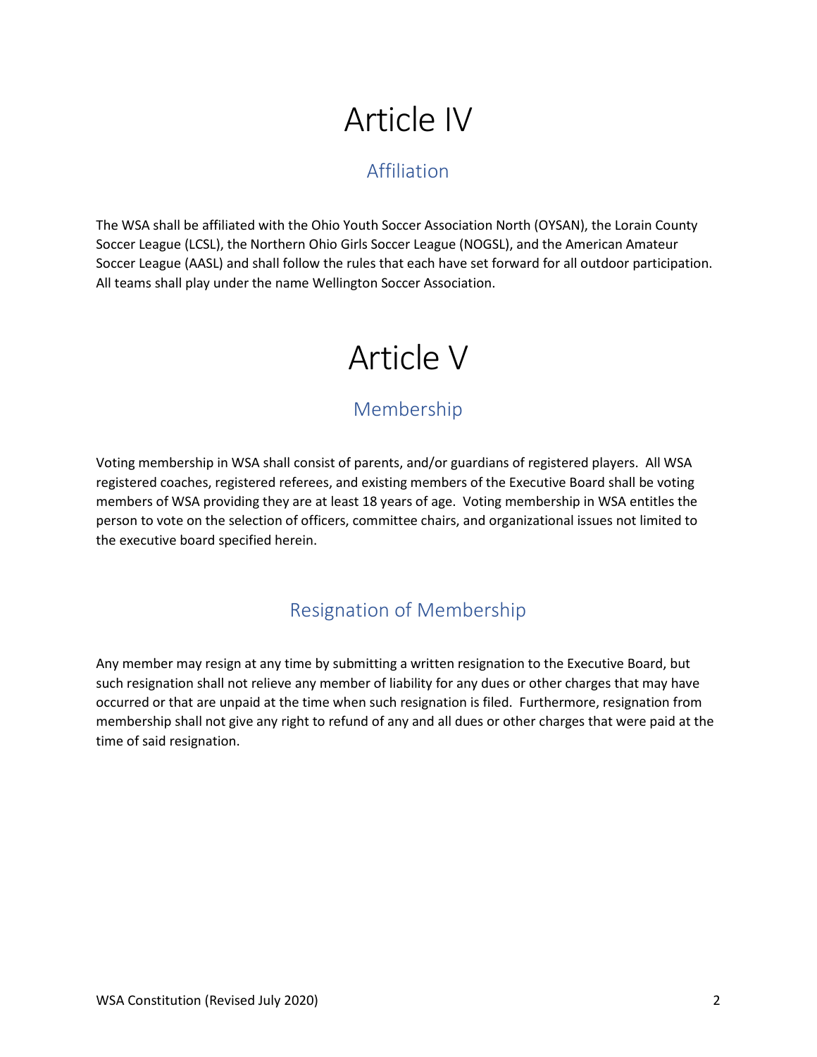# Article IV

## Affiliation

The WSA shall be affiliated with the Ohio Youth Soccer Association North (OYSAN), the Lorain County Soccer League (LCSL), the Northern Ohio Girls Soccer League (NOGSL), and the American Amateur Soccer League (AASL) and shall follow the rules that each have set forward for all outdoor participation. All teams shall play under the name Wellington Soccer Association.

# Article V

## Membership

Voting membership in WSA shall consist of parents, and/or guardians of registered players. All WSA registered coaches, registered referees, and existing members of the Executive Board shall be voting members of WSA providing they are at least 18 years of age. Voting membership in WSA entitles the person to vote on the selection of officers, committee chairs, and organizational issues not limited to the executive board specified herein.

## Resignation of Membership

Any member may resign at any time by submitting a written resignation to the Executive Board, but such resignation shall not relieve any member of liability for any dues or other charges that may have occurred or that are unpaid at the time when such resignation is filed. Furthermore, resignation from membership shall not give any right to refund of any and all dues or other charges that were paid at the time of said resignation.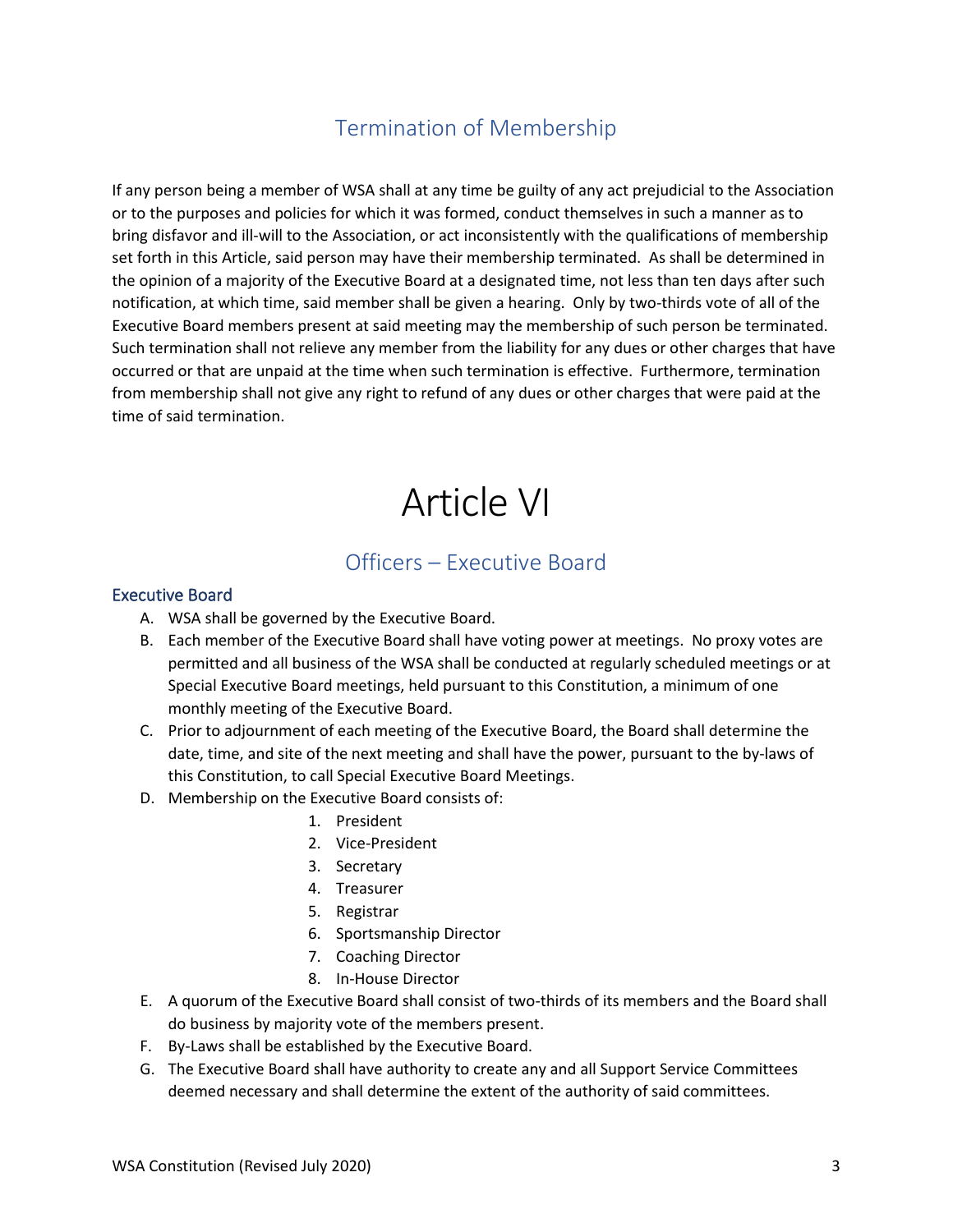## Termination of Membership

If any person being a member of WSA shall at any time be guilty of any act prejudicial to the Association or to the purposes and policies for which it was formed, conduct themselves in such a manner as to bring disfavor and ill-will to the Association, or act inconsistently with the qualifications of membership set forth in this Article, said person may have their membership terminated. As shall be determined in the opinion of a majority of the Executive Board at a designated time, not less than ten days after such notification, at which time, said member shall be given a hearing. Only by two-thirds vote of all of the Executive Board members present at said meeting may the membership of such person be terminated. Such termination shall not relieve any member from the liability for any dues or other charges that have occurred or that are unpaid at the time when such termination is effective. Furthermore, termination from membership shall not give any right to refund of any dues or other charges that were paid at the time of said termination.

# Article VI

## Officers – Executive Board

### Executive Board

A. WSA shall be governed by the Executive Board.
B. Each member of the Executive Board shall have voting power at meetings. No proxy votes are permitted and all business of the WSA shall be conducted at regularly scheduled meetings or at Special Executive Board meetings, held pursuant to this Constitution, a minimum of one monthly meeting of the Executive Board.
C. Prior to adjournment of each meeting of the Executive Board, the Board shall determine the date, time, and site of the next meeting and shall have the power, pursuant to the by-laws of this Constitution, to call Special Executive Board Meetings.
D. Membership on the Executive Board consists of:
    1. President
    2. Vice-President
    3. Secretary
    4. Treasurer
    5. Registrar
    6. Sportsmanship Director
    7. Coaching Director
    8. In-House Director
E. A quorum of the Executive Board shall consist of two-thirds of its members and the Board shall do business by majority vote of the members present.
F. By-Laws shall be established by the Executive Board.
G. The Executive Board shall have authority to create any and all Support Service Committees deemed necessary and shall determine the extent of the authority of said committees.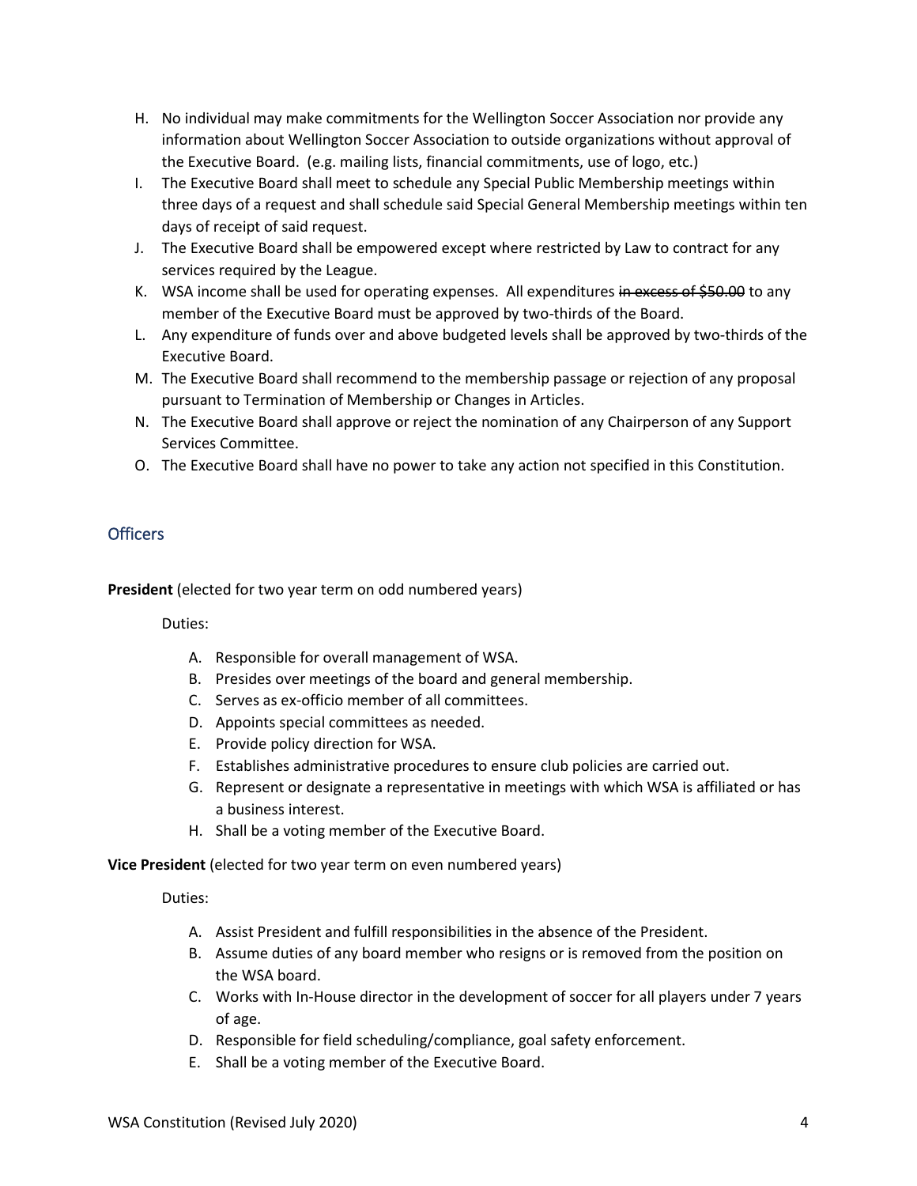H. No individual may make commitments for the Wellington Soccer Association nor provide any information about Wellington Soccer Association to outside organizations without approval of the Executive Board. (e.g. mailing lists, financial commitments, use of logo, etc.)

I. The Executive Board shall meet to schedule any Special Public Membership meetings within three days of a request and shall schedule said Special General Membership meetings within ten days of receipt of said request.

J. The Executive Board shall be empowered except where restricted by Law to contract for any services required by the League.

K. WSA income shall be used for operating expenses. All expenditures ~~in excess of $50.00~~ to any member of the Executive Board must be approved by two-thirds of the Board.

L. Any expenditure of funds over and above budgeted levels shall be approved by two-thirds of the Executive Board.

M. The Executive Board shall recommend to the membership passage or rejection of any proposal pursuant to Termination of Membership or Changes in Articles.

N. The Executive Board shall approve or reject the nomination of any Chairperson of any Support Services Committee.

O. The Executive Board shall have no power to take any action not specified in this Constitution.

## Officers

**President** (elected for two year term on odd numbered years)

Duties:

A. Responsible for overall management of WSA.
B. Presides over meetings of the board and general membership.
C. Serves as ex-officio member of all committees.
D. Appoints special committees as needed.
E. Provide policy direction for WSA.
F. Establishes administrative procedures to ensure club policies are carried out.
G. Represent or designate a representative in meetings with which WSA is affiliated or has a business interest.
H. Shall be a voting member of the Executive Board.

**Vice President** (elected for two year term on even numbered years)

Duties:

A. Assist President and fulfill responsibilities in the absence of the President.
B. Assume duties of any board member who resigns or is removed from the position on the WSA board.
C. Works with In-House director in the development of soccer for all players under 7 years of age.
D. Responsible for field scheduling/compliance, goal safety enforcement.
E. Shall be a voting member of the Executive Board.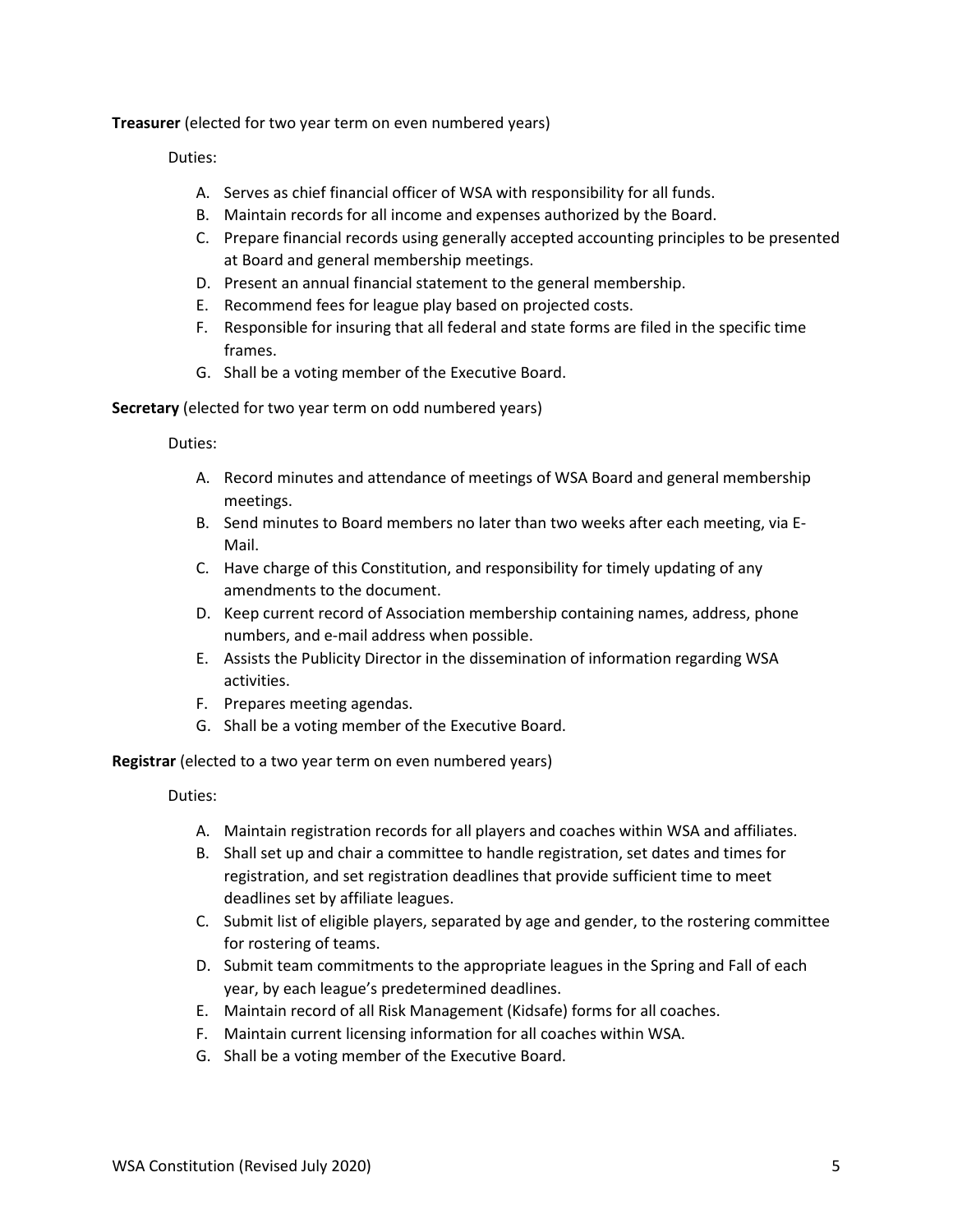**Treasurer** (elected for two year term on even numbered years)

Duties:

A. Serves as chief financial officer of WSA with responsibility for all funds.
B. Maintain records for all income and expenses authorized by the Board.
C. Prepare financial records using generally accepted accounting principles to be presented at Board and general membership meetings.
D. Present an annual financial statement to the general membership.
E. Recommend fees for league play based on projected costs.
F. Responsible for insuring that all federal and state forms are filed in the specific time frames.
G. Shall be a voting member of the Executive Board.

**Secretary** (elected for two year term on odd numbered years)

Duties:

A. Record minutes and attendance of meetings of WSA Board and general membership meetings.
B. Send minutes to Board members no later than two weeks after each meeting, via E-Mail.
C. Have charge of this Constitution, and responsibility for timely updating of any amendments to the document.
D. Keep current record of Association membership containing names, address, phone numbers, and e-mail address when possible.
E. Assists the Publicity Director in the dissemination of information regarding WSA activities.
F. Prepares meeting agendas.
G. Shall be a voting member of the Executive Board.

**Registrar** (elected to a two year term on even numbered years)

Duties:

A. Maintain registration records for all players and coaches within WSA and affiliates.
B. Shall set up and chair a committee to handle registration, set dates and times for registration, and set registration deadlines that provide sufficient time to meet deadlines set by affiliate leagues.
C. Submit list of eligible players, separated by age and gender, to the rostering committee for rostering of teams.
D. Submit team commitments to the appropriate leagues in the Spring and Fall of each year, by each league's predetermined deadlines.
E. Maintain record of all Risk Management (Kidsafe) forms for all coaches.
F. Maintain current licensing information for all coaches within WSA.
G. Shall be a voting member of the Executive Board.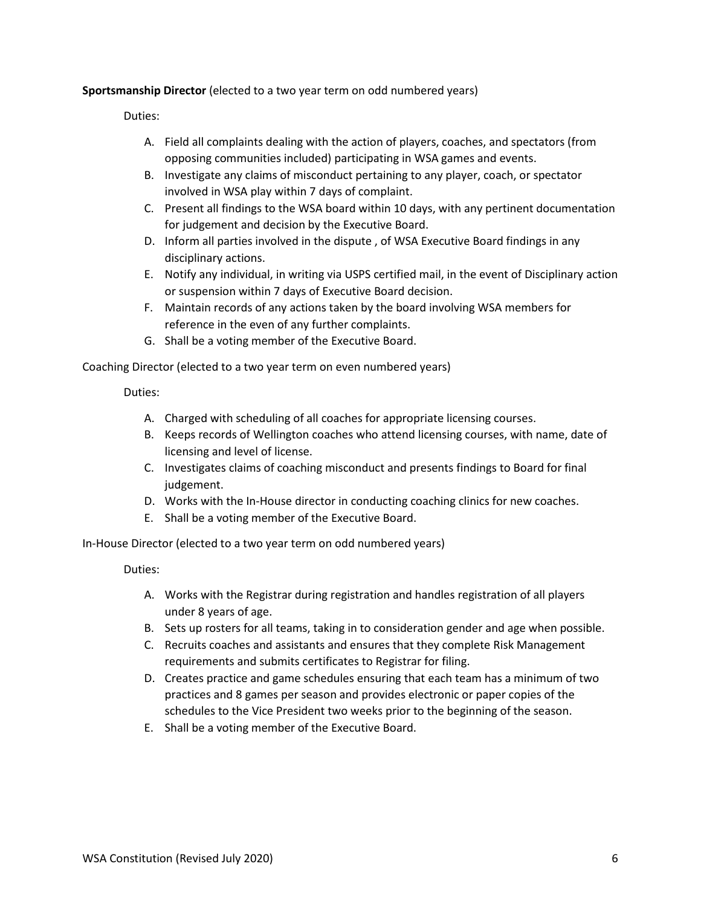**Sportsmanship Director** (elected to a two year term on odd numbered years)

Duties:

A. Field all complaints dealing with the action of players, coaches, and spectators (from opposing communities included) participating in WSA games and events.
B. Investigate any claims of misconduct pertaining to any player, coach, or spectator involved in WSA play within 7 days of complaint.
C. Present all findings to the WSA board within 10 days, with any pertinent documentation for judgement and decision by the Executive Board.
D. Inform all parties involved in the dispute , of WSA Executive Board findings in any disciplinary actions.
E. Notify any individual, in writing via USPS certified mail, in the event of Disciplinary action or suspension within 7 days of Executive Board decision.
F. Maintain records of any actions taken by the board involving WSA members for reference in the even of any further complaints.
G. Shall be a voting member of the Executive Board.

Coaching Director (elected to a two year term on even numbered years)

Duties:

A. Charged with scheduling of all coaches for appropriate licensing courses.
B. Keeps records of Wellington coaches who attend licensing courses, with name, date of licensing and level of license.
C. Investigates claims of coaching misconduct and presents findings to Board for final judgement.
D. Works with the In-House director in conducting coaching clinics for new coaches.
E. Shall be a voting member of the Executive Board.

In-House Director (elected to a two year term on odd numbered years)

Duties:

A. Works with the Registrar during registration and handles registration of all players under 8 years of age.
B. Sets up rosters for all teams, taking in to consideration gender and age when possible.
C. Recruits coaches and assistants and ensures that they complete Risk Management requirements and submits certificates to Registrar for filing.
D. Creates practice and game schedules ensuring that each team has a minimum of two practices and 8 games per season and provides electronic or paper copies of the schedules to the Vice President two weeks prior to the beginning of the season.
E. Shall be a voting member of the Executive Board.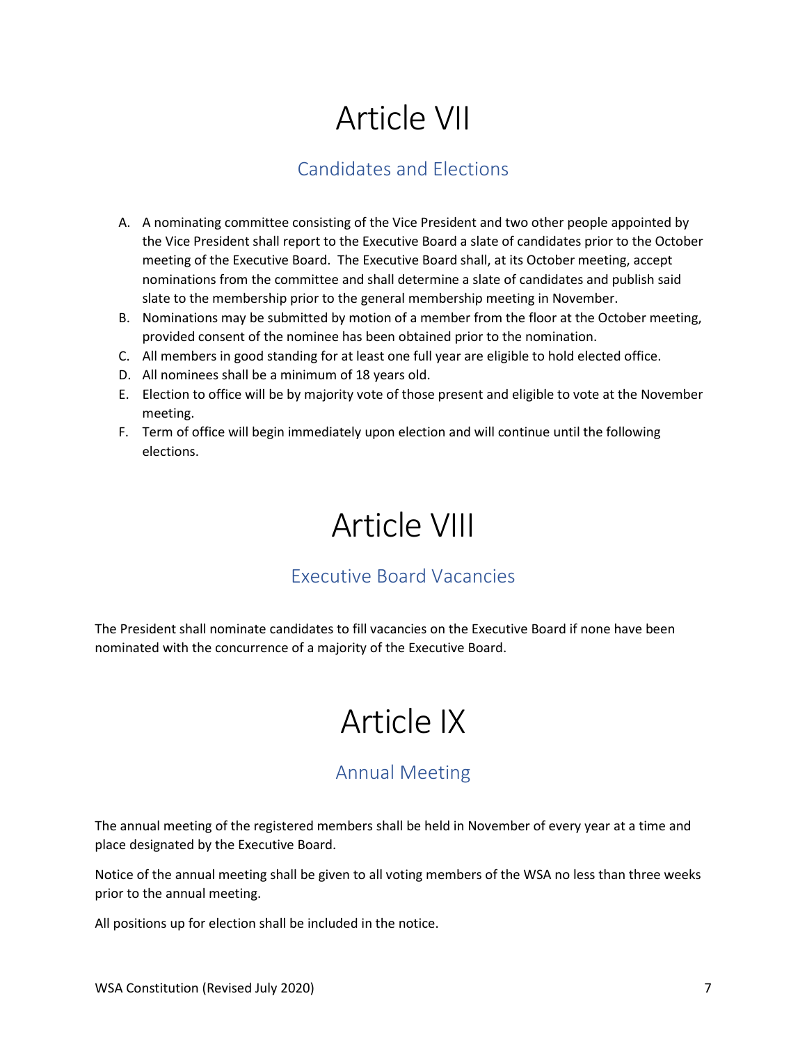# Article VII

## Candidates and Elections

A. A nominating committee consisting of the Vice President and two other people appointed by the Vice President shall report to the Executive Board a slate of candidates prior to the October meeting of the Executive Board. The Executive Board shall, at its October meeting, accept nominations from the committee and shall determine a slate of candidates and publish said slate to the membership prior to the general membership meeting in November.
B. Nominations may be submitted by motion of a member from the floor at the October meeting, provided consent of the nominee has been obtained prior to the nomination.
C. All members in good standing for at least one full year are eligible to hold elected office.
D. All nominees shall be a minimum of 18 years old.
E. Election to office will be by majority vote of those present and eligible to vote at the November meeting.
F. Term of office will begin immediately upon election and will continue until the following elections.

# Article VIII

## Executive Board Vacancies

The President shall nominate candidates to fill vacancies on the Executive Board if none have been nominated with the concurrence of a majority of the Executive Board.

# Article IX

## Annual Meeting

The annual meeting of the registered members shall be held in November of every year at a time and place designated by the Executive Board.

Notice of the annual meeting shall be given to all voting members of the WSA no less than three weeks prior to the annual meeting.

All positions up for election shall be included in the notice.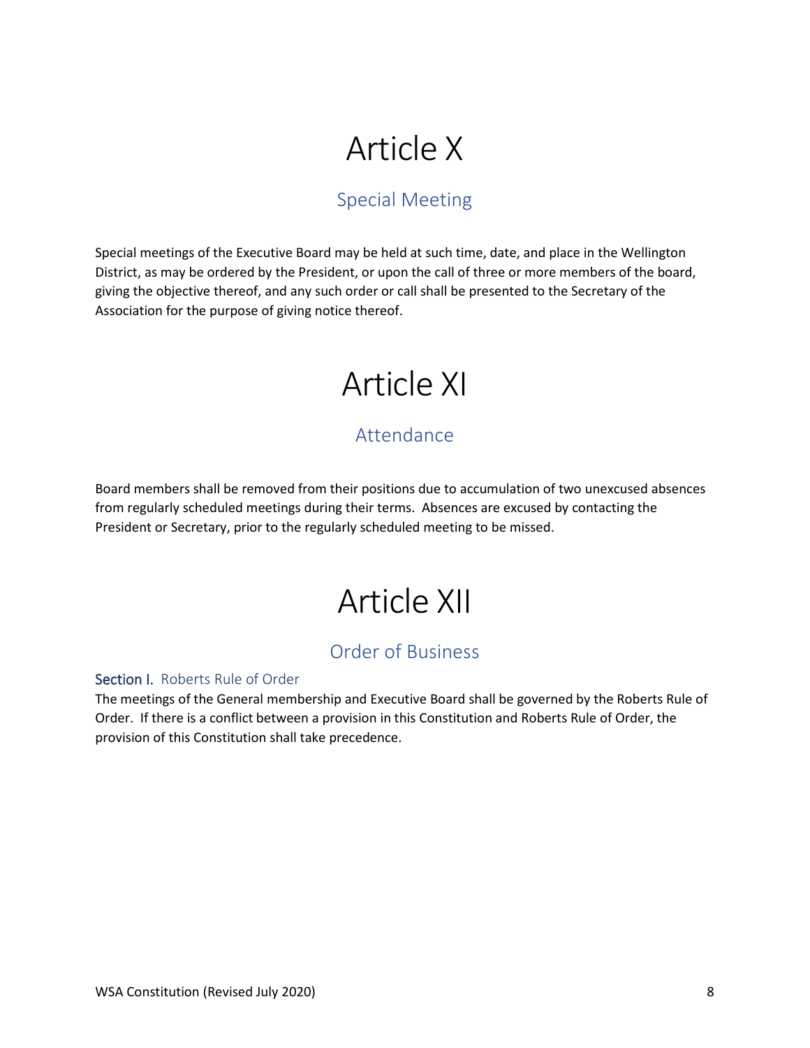# Article X

## Special Meeting

Special meetings of the Executive Board may be held at such time, date, and place in the Wellington District, as may be ordered by the President, or upon the call of three or more members of the board, giving the objective thereof, and any such order or call shall be presented to the Secretary of the Association for the purpose of giving notice thereof.

# Article XI

## Attendance

Board members shall be removed from their positions due to accumulation of two unexcused absences from regularly scheduled meetings during their terms. Absences are excused by contacting the President or Secretary, prior to the regularly scheduled meeting to be missed.

# Article XII

## Order of Business

### Section I. Roberts Rule of Order

The meetings of the General membership and Executive Board shall be governed by the Roberts Rule of Order. If there is a conflict between a provision in this Constitution and Roberts Rule of Order, the provision of this Constitution shall take precedence.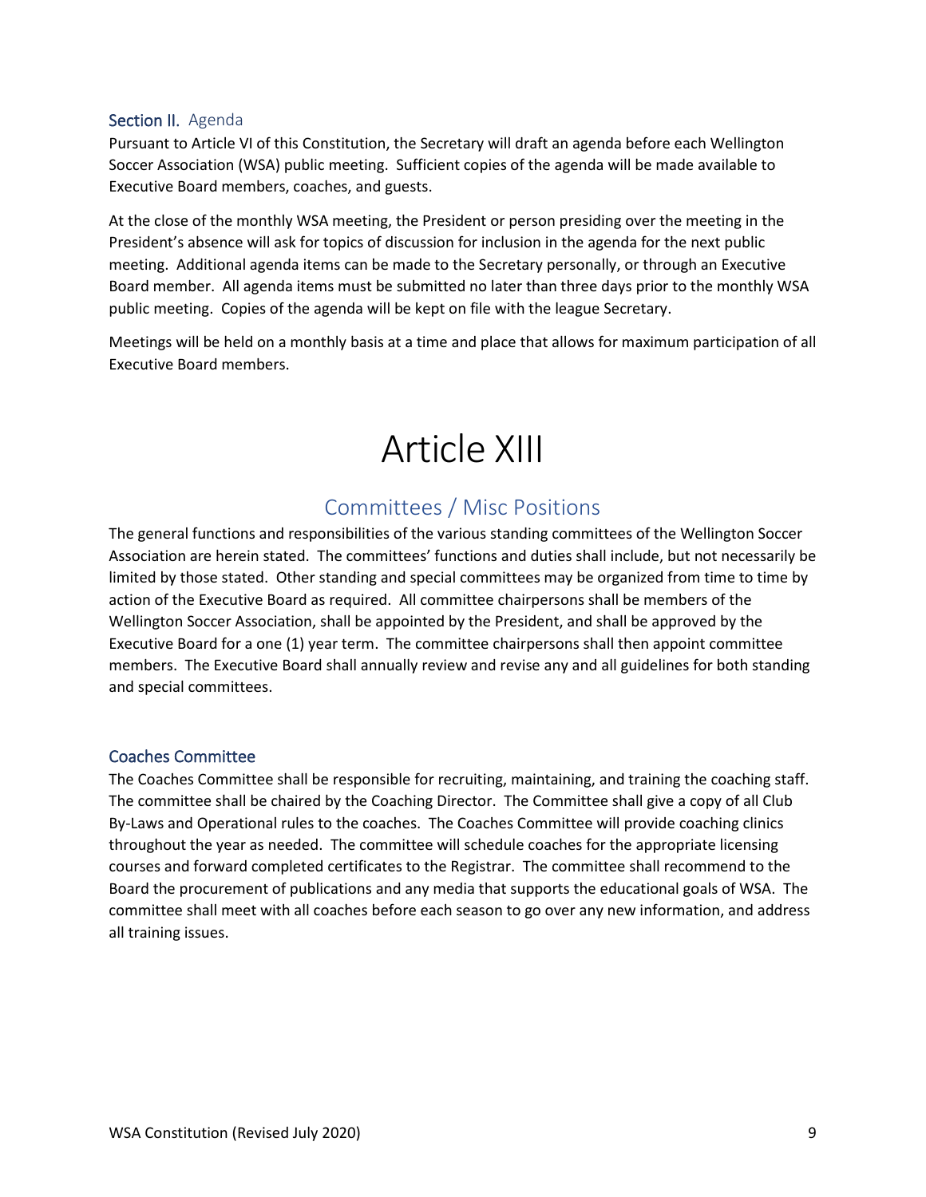### Section II. Agenda

Pursuant to Article VI of this Constitution, the Secretary will draft an agenda before each Wellington Soccer Association (WSA) public meeting. Sufficient copies of the agenda will be made available to Executive Board members, coaches, and guests.

At the close of the monthly WSA meeting, the President or person presiding over the meeting in the President's absence will ask for topics of discussion for inclusion in the agenda for the next public meeting. Additional agenda items can be made to the Secretary personally, or through an Executive Board member. All agenda items must be submitted no later than three days prior to the monthly WSA public meeting. Copies of the agenda will be kept on file with the league Secretary.

Meetings will be held on a monthly basis at a time and place that allows for maximum participation of all Executive Board members.

# Article XIII

## Committees / Misc Positions

The general functions and responsibilities of the various standing committees of the Wellington Soccer Association are herein stated. The committees' functions and duties shall include, but not necessarily be limited by those stated. Other standing and special committees may be organized from time to time by action of the Executive Board as required. All committee chairpersons shall be members of the Wellington Soccer Association, shall be appointed by the President, and shall be approved by the Executive Board for a one (1) year term. The committee chairpersons shall then appoint committee members. The Executive Board shall annually review and revise any and all guidelines for both standing and special committees.

### Coaches Committee

The Coaches Committee shall be responsible for recruiting, maintaining, and training the coaching staff. The committee shall be chaired by the Coaching Director. The Committee shall give a copy of all Club By-Laws and Operational rules to the coaches. The Coaches Committee will provide coaching clinics throughout the year as needed. The committee will schedule coaches for the appropriate licensing courses and forward completed certificates to the Registrar. The committee shall recommend to the Board the procurement of publications and any media that supports the educational goals of WSA. The committee shall meet with all coaches before each season to go over any new information, and address all training issues.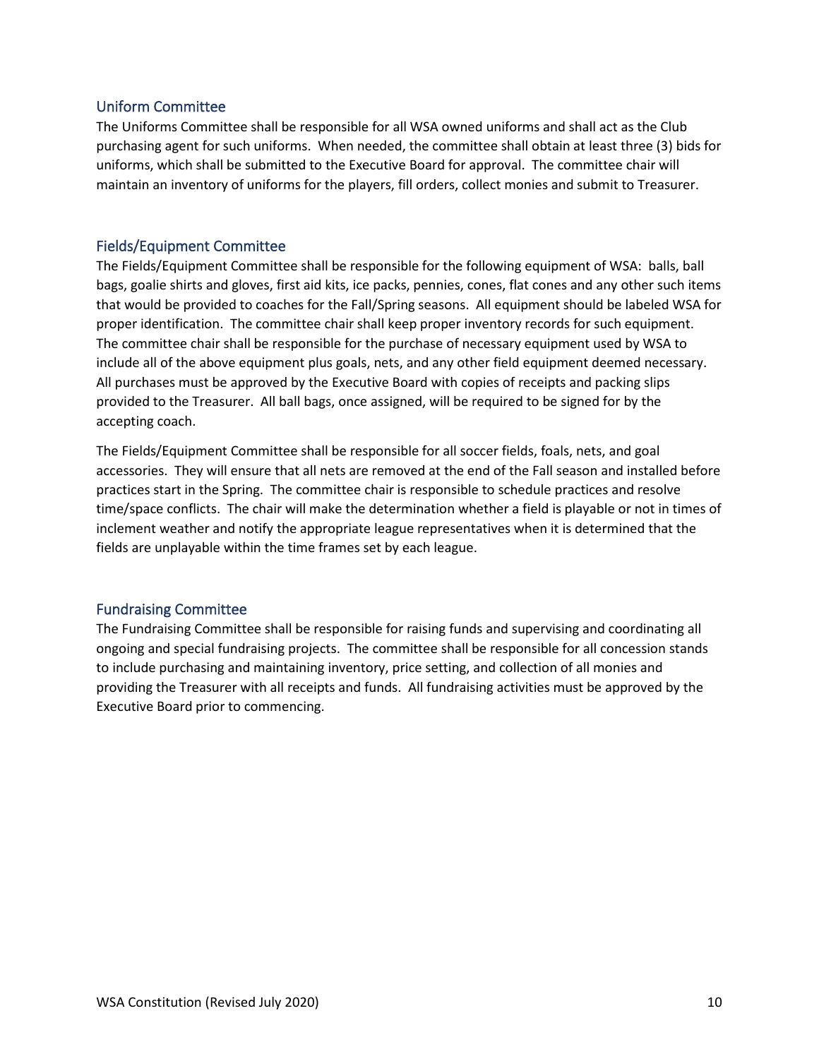## Uniform Committee

The Uniforms Committee shall be responsible for all WSA owned uniforms and shall act as the Club purchasing agent for such uniforms. When needed, the committee shall obtain at least three (3) bids for uniforms, which shall be submitted to the Executive Board for approval. The committee chair will maintain an inventory of uniforms for the players, fill orders, collect monies and submit to Treasurer.

## Fields/Equipment Committee

The Fields/Equipment Committee shall be responsible for the following equipment of WSA: balls, ball bags, goalie shirts and gloves, first aid kits, ice packs, pennies, cones, flat cones and any other such items that would be provided to coaches for the Fall/Spring seasons. All equipment should be labeled WSA for proper identification. The committee chair shall keep proper inventory records for such equipment. The committee chair shall be responsible for the purchase of necessary equipment used by WSA to include all of the above equipment plus goals, nets, and any other field equipment deemed necessary. All purchases must be approved by the Executive Board with copies of receipts and packing slips provided to the Treasurer. All ball bags, once assigned, will be required to be signed for by the accepting coach.

The Fields/Equipment Committee shall be responsible for all soccer fields, foals, nets, and goal accessories. They will ensure that all nets are removed at the end of the Fall season and installed before practices start in the Spring. The committee chair is responsible to schedule practices and resolve time/space conflicts. The chair will make the determination whether a field is playable or not in times of inclement weather and notify the appropriate league representatives when it is determined that the fields are unplayable within the time frames set by each league.

## Fundraising Committee

The Fundraising Committee shall be responsible for raising funds and supervising and coordinating all ongoing and special fundraising projects. The committee shall be responsible for all concession stands to include purchasing and maintaining inventory, price setting, and collection of all monies and providing the Treasurer with all receipts and funds. All fundraising activities must be approved by the Executive Board prior to commencing.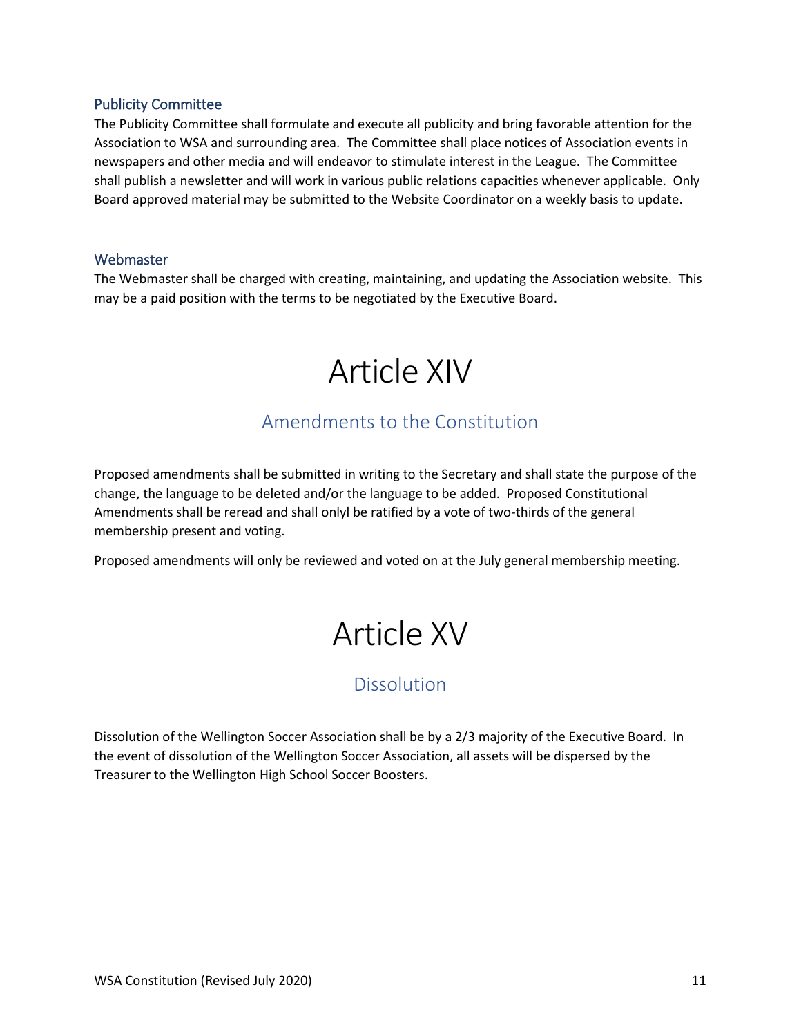### Publicity Committee

The Publicity Committee shall formulate and execute all publicity and bring favorable attention for the Association to WSA and surrounding area. The Committee shall place notices of Association events in newspapers and other media and will endeavor to stimulate interest in the League. The Committee shall publish a newsletter and will work in various public relations capacities whenever applicable. Only Board approved material may be submitted to the Website Coordinator on a weekly basis to update.

### Webmaster

The Webmaster shall be charged with creating, maintaining, and updating the Association website. This may be a paid position with the terms to be negotiated by the Executive Board.

# Article XIV

## Amendments to the Constitution

Proposed amendments shall be submitted in writing to the Secretary and shall state the purpose of the change, the language to be deleted and/or the language to be added. Proposed Constitutional Amendments shall be reread and shall onlyl be ratified by a vote of two-thirds of the general membership present and voting.

Proposed amendments will only be reviewed and voted on at the July general membership meeting.

# Article XV

## Dissolution

Dissolution of the Wellington Soccer Association shall be by a 2/3 majority of the Executive Board. In the event of dissolution of the Wellington Soccer Association, all assets will be dispersed by the Treasurer to the Wellington High School Soccer Boosters.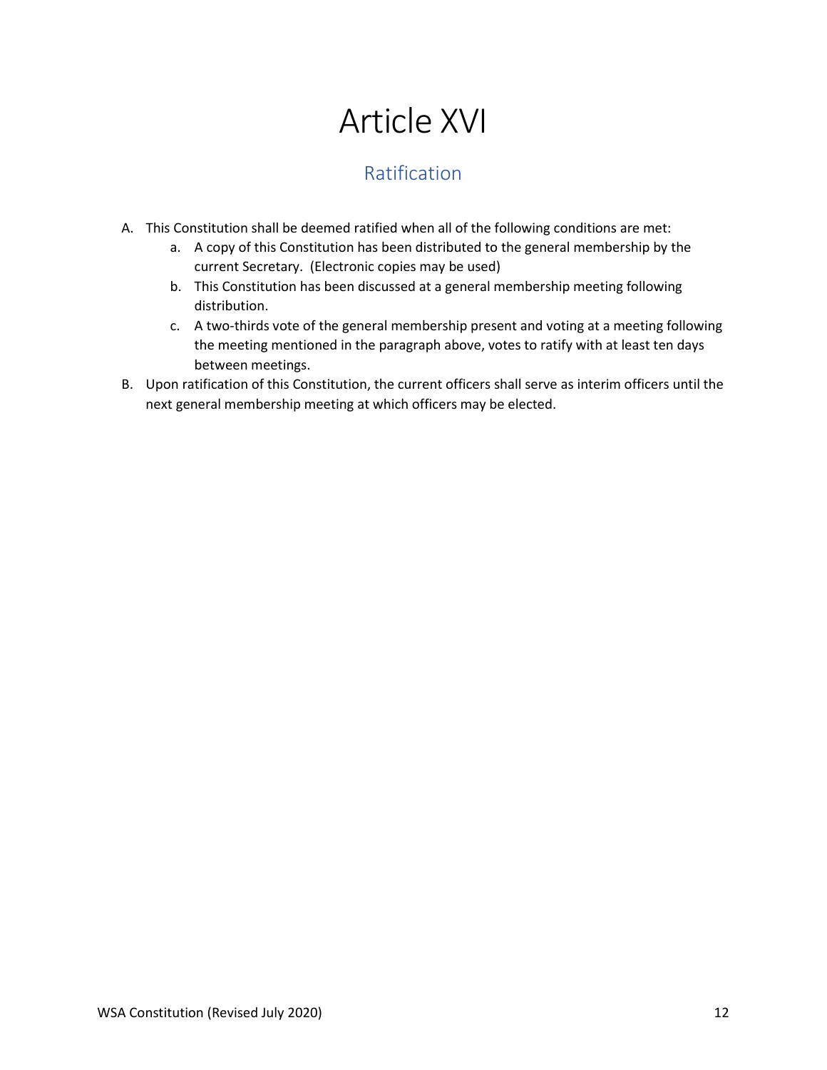# Article XVI

## Ratification

A. This Constitution shall be deemed ratified when all of the following conditions are met:
    a. A copy of this Constitution has been distributed to the general membership by the current Secretary. (Electronic copies may be used)
    b. This Constitution has been discussed at a general membership meeting following distribution.
    c. A two-thirds vote of the general membership present and voting at a meeting following the meeting mentioned in the paragraph above, votes to ratify with at least ten days between meetings.

B. Upon ratification of this Constitution, the current officers shall serve as interim officers until the next general membership meeting at which officers may be elected.